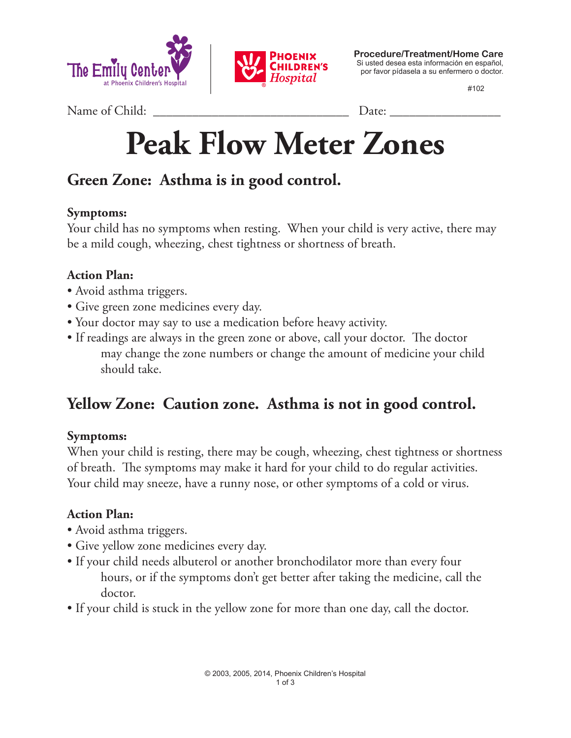The Emily Center at Phoenix Children's Hospital | Phoenix Children's Hospital

**Procedure/Treatment/Home Care**
Si usted desea esta información en español, por favor pídasela a su enfermero o doctor.

#102

Name of Child: ______________________________ Date: _________________

# Peak Flow Meter Zones

## Green Zone: Asthma is in good control.

**Symptoms:**
Your child has no symptoms when resting. When your child is very active, there may be a mild cough, wheezing, chest tightness or shortness of breath.

**Action Plan:**
- Avoid asthma triggers.
- Give green zone medicines every day.
- Your doctor may say to use a medication before heavy activity.
- If readings are always in the green zone or above, call your doctor. The doctor may change the zone numbers or change the amount of medicine your child should take.

## Yellow Zone: Caution zone. Asthma is not in good control.

**Symptoms:**
When your child is resting, there may be cough, wheezing, chest tightness or shortness of breath. The symptoms may make it hard for your child to do regular activities. Your child may sneeze, have a runny nose, or other symptoms of a cold or virus.

**Action Plan:**
- Avoid asthma triggers.
- Give yellow zone medicines every day.
- If your child needs albuterol or another bronchodilator more than every four hours, or if the symptoms don't get better after taking the medicine, call the doctor.
- If your child is stuck in the yellow zone for more than one day, call the doctor.

© 2003, 2005, 2014, Phoenix Children's Hospital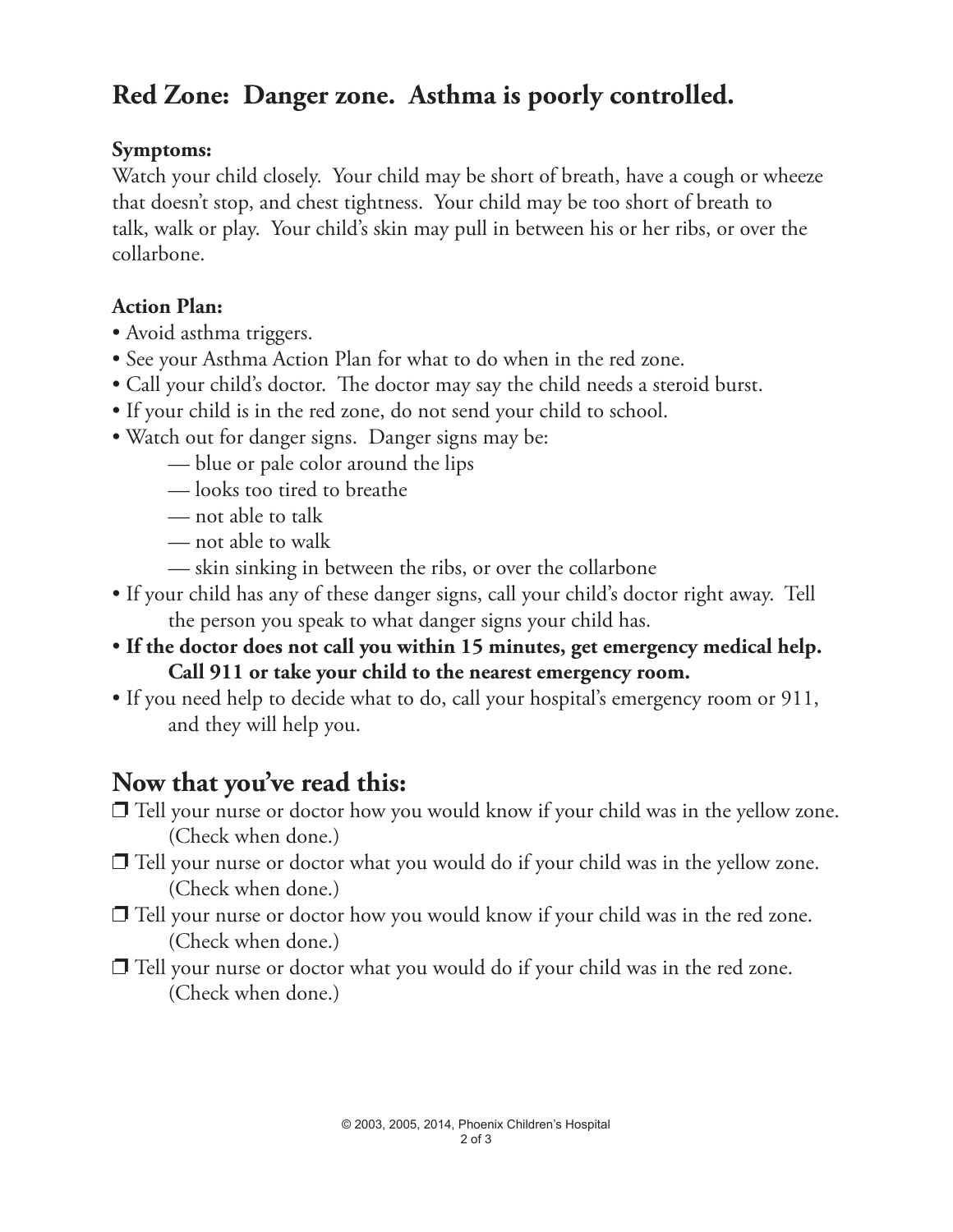## Red Zone: Danger zone. Asthma is poorly controlled.

**Symptoms:**

Watch your child closely. Your child may be short of breath, have a cough or wheeze that doesn't stop, and chest tightness. Your child may be too short of breath to talk, walk or play. Your child's skin may pull in between his or her ribs, or over the collarbone.

**Action Plan:**

- Avoid asthma triggers.
- See your Asthma Action Plan for what to do when in the red zone.
- Call your child's doctor. The doctor may say the child needs a steroid burst.
- If your child is in the red zone, do not send your child to school.
- Watch out for danger signs. Danger signs may be:
  - — blue or pale color around the lips
  - — looks too tired to breathe
  - — not able to talk
  - — not able to walk
  - — skin sinking in between the ribs, or over the collarbone
- If your child has any of these danger signs, call your child's doctor right away. Tell the person you speak to what danger signs your child has.
- **If the doctor does not call you within 15 minutes, get emergency medical help. Call 911 or take your child to the nearest emergency room.**
- If you need help to decide what to do, call your hospital's emergency room or 911, and they will help you.

## Now that you've read this:

- ❒ Tell your nurse or doctor how you would know if your child was in the yellow zone. (Check when done.)
- ❒ Tell your nurse or doctor what you would do if your child was in the yellow zone. (Check when done.)
- ❒ Tell your nurse or doctor how you would know if your child was in the red zone. (Check when done.)
- ❒ Tell your nurse or doctor what you would do if your child was in the red zone. (Check when done.)

© 2003, 2005, 2014, Phoenix Children's Hospital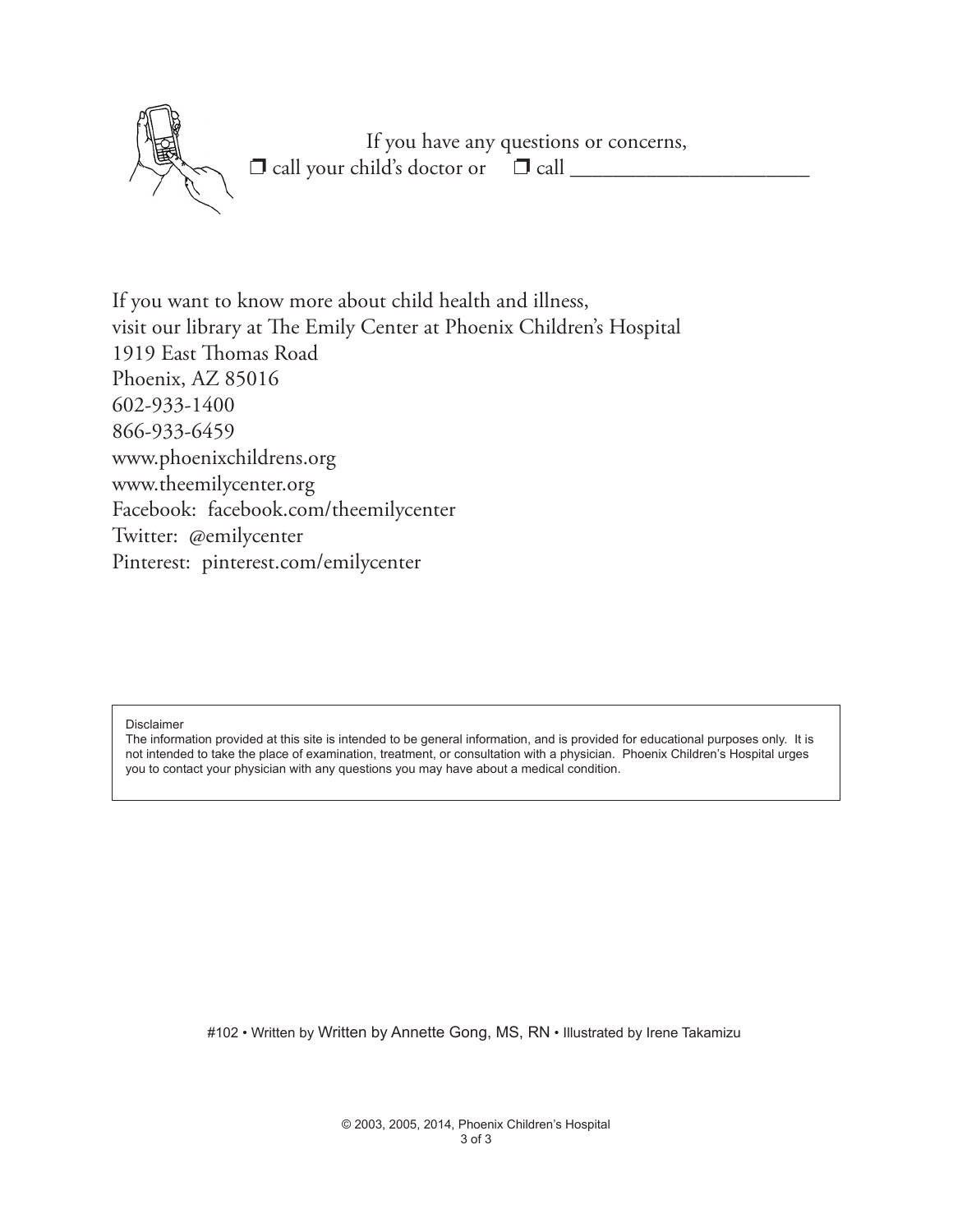If you have any questions or concerns,

❒ call your child's doctor or ❒ call ______________________

If you want to know more about child health and illness,
visit our library at The Emily Center at Phoenix Children's Hospital
1919 East Thomas Road
Phoenix, AZ 85016
602-933-1400
866-933-6459
www.phoenixchildrens.org
www.theemilycenter.org
Facebook: facebook.com/theemilycenter
Twitter: @emilycenter
Pinterest: pinterest.com/emilycenter

Disclaimer
The information provided at this site is intended to be general information, and is provided for educational purposes only. It is not intended to take the place of examination, treatment, or consultation with a physician. Phoenix Children's Hospital urges you to contact your physician with any questions you may have about a medical condition.

#102 • Written by Written by Annette Gong, MS, RN • Illustrated by Irene Takamizu

© 2003, 2005, 2014, Phoenix Children's Hospital